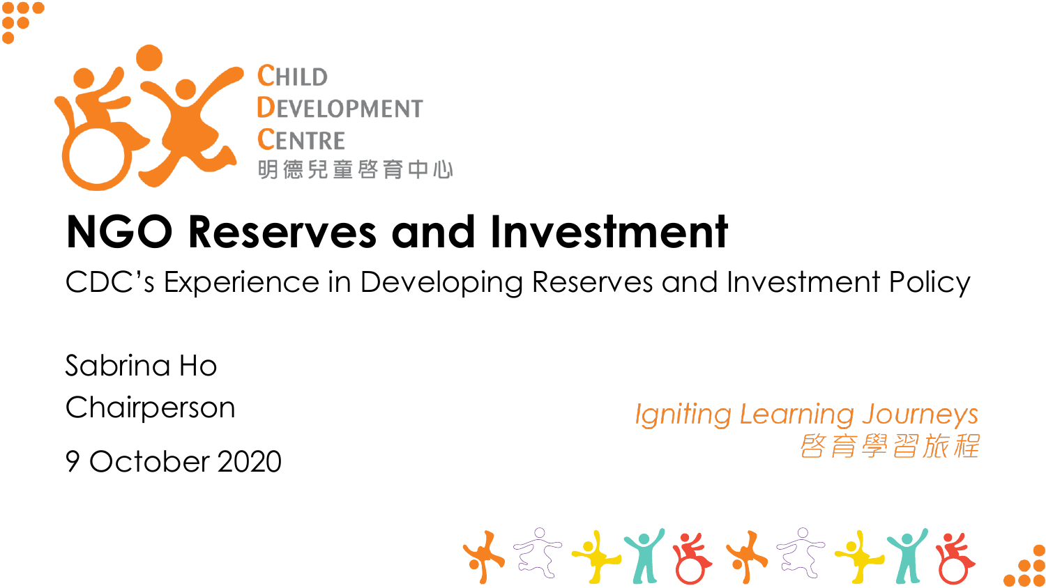CHILD DEVELOPMENT CENTRE
明德兒童啓育中心

# NGO Reserves and Investment

CDC's Experience in Developing Reserves and Investment Policy

Sabrina Ho

Chairperson

9 October 2020

*Igniting Learning Journeys*
*啓育學習旅程*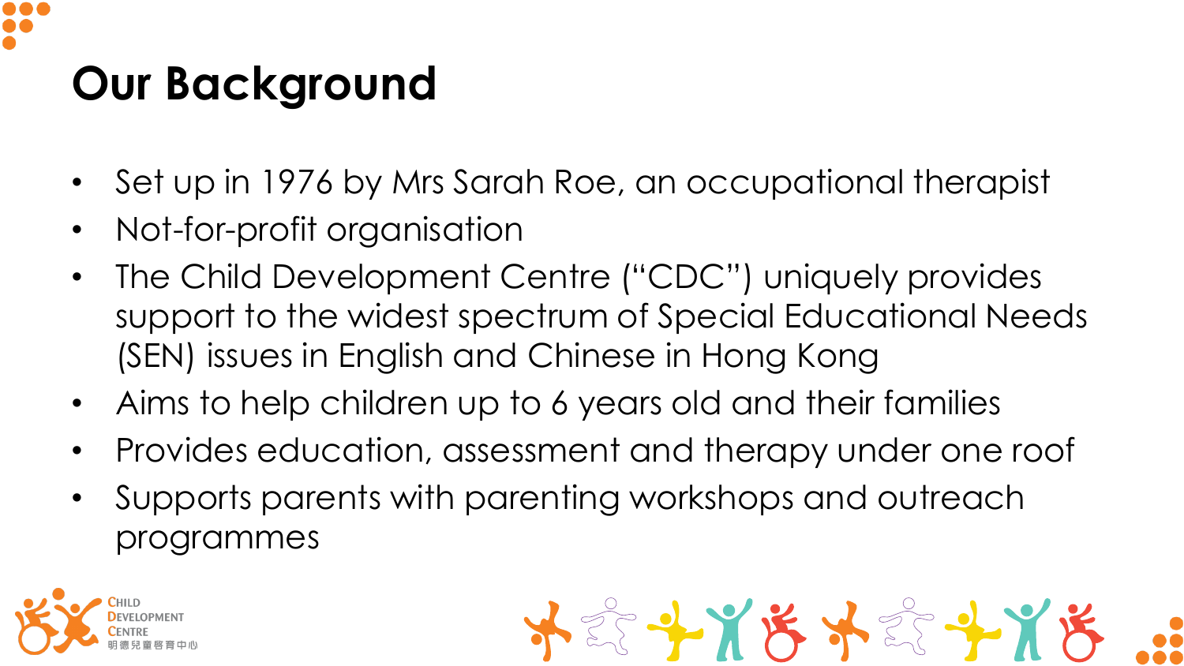# Our Background

- Set up in 1976 by Mrs Sarah Roe, an occupational therapist
- Not-for-profit organisation
- The Child Development Centre ("CDC") uniquely provides support to the widest spectrum of Special Educational Needs (SEN) issues in English and Chinese in Hong Kong
- Aims to help children up to 6 years old and their families
- Provides education, assessment and therapy under one roof
- Supports parents with parenting workshops and outreach programmes

CHILD DEVELOPMENT CENTRE 明德兒童啓育中心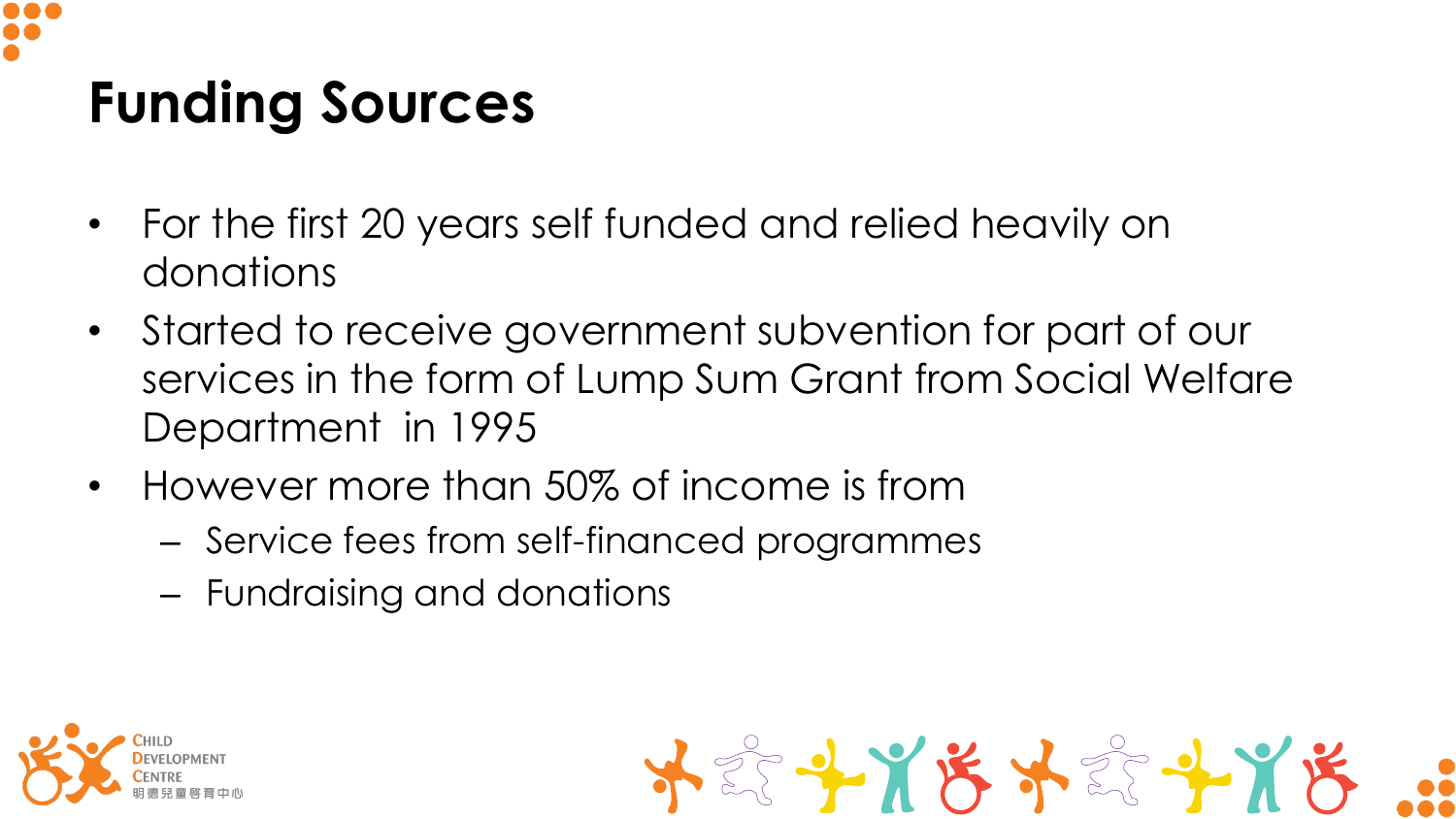# Funding Sources

- For the first 20 years self funded and relied heavily on donations
- Started to receive government subvention for part of our services in the form of Lump Sum Grant from Social Welfare Department in 1995
- However more than 50% of income is from
  - Service fees from self-financed programmes
  - Fundraising and donations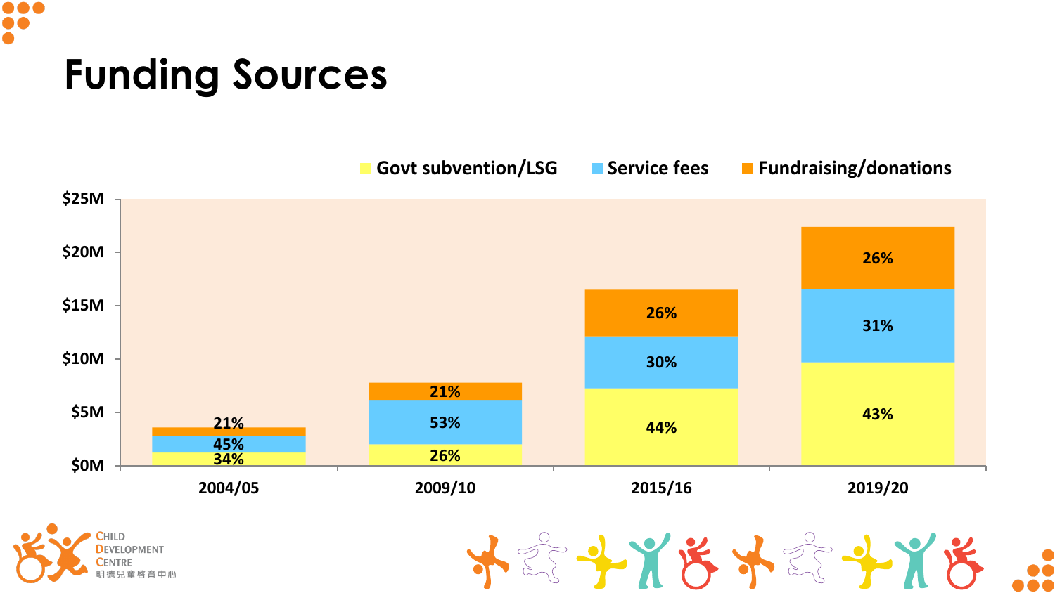# Funding Sources

| Year | Govt subvention/LSG | Service fees | Fundraising/donations |
| --- | --- | --- | --- |
| 2004/05 | 34% | 45% | 21% |
| 2009/10 | 26% | 53% | 21% |
| 2015/16 | 44% | 30% | 26% |
| 2019/20 | 43% | 31% | 26% |

Y-axis: $0M, $5M, $10M, $15M, $20M, $25M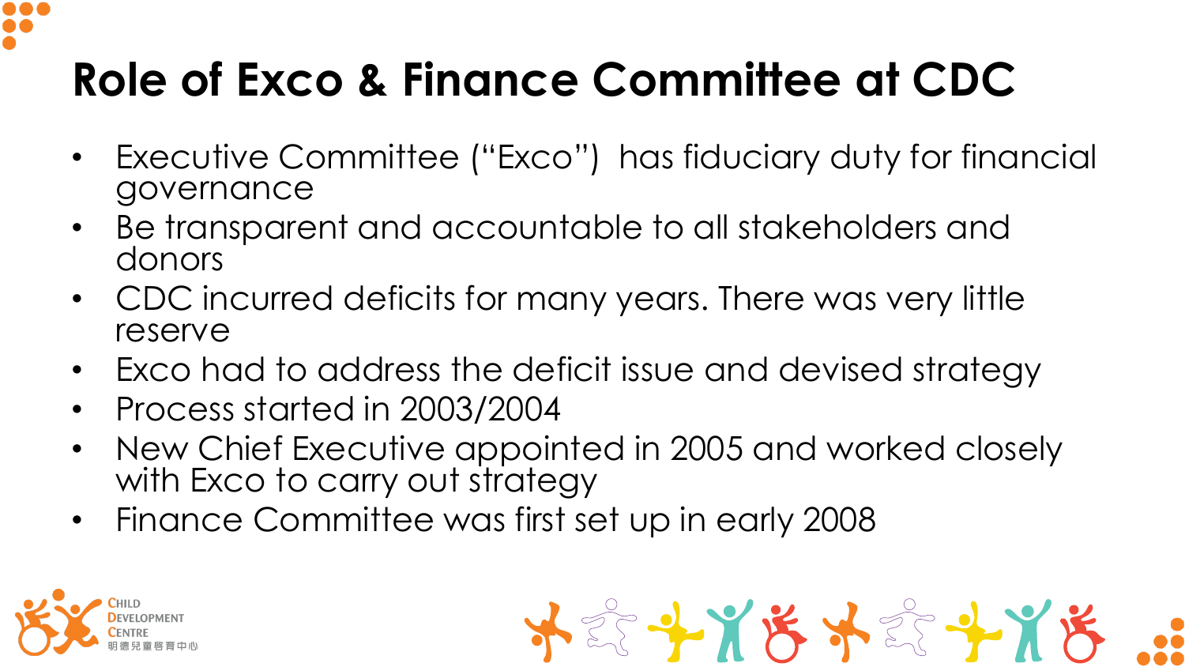# Role of Exco & Finance Committee at CDC

- Executive Committee (“Exco”) has fiduciary duty for financial governance
- Be transparent and accountable to all stakeholders and donors
- CDC incurred deficits for many years. There was very little reserve
- Exco had to address the deficit issue and devised strategy
- Process started in 2003/2004
- New Chief Executive appointed in 2005 and worked closely with Exco to carry out strategy
- Finance Committee was first set up in early 2008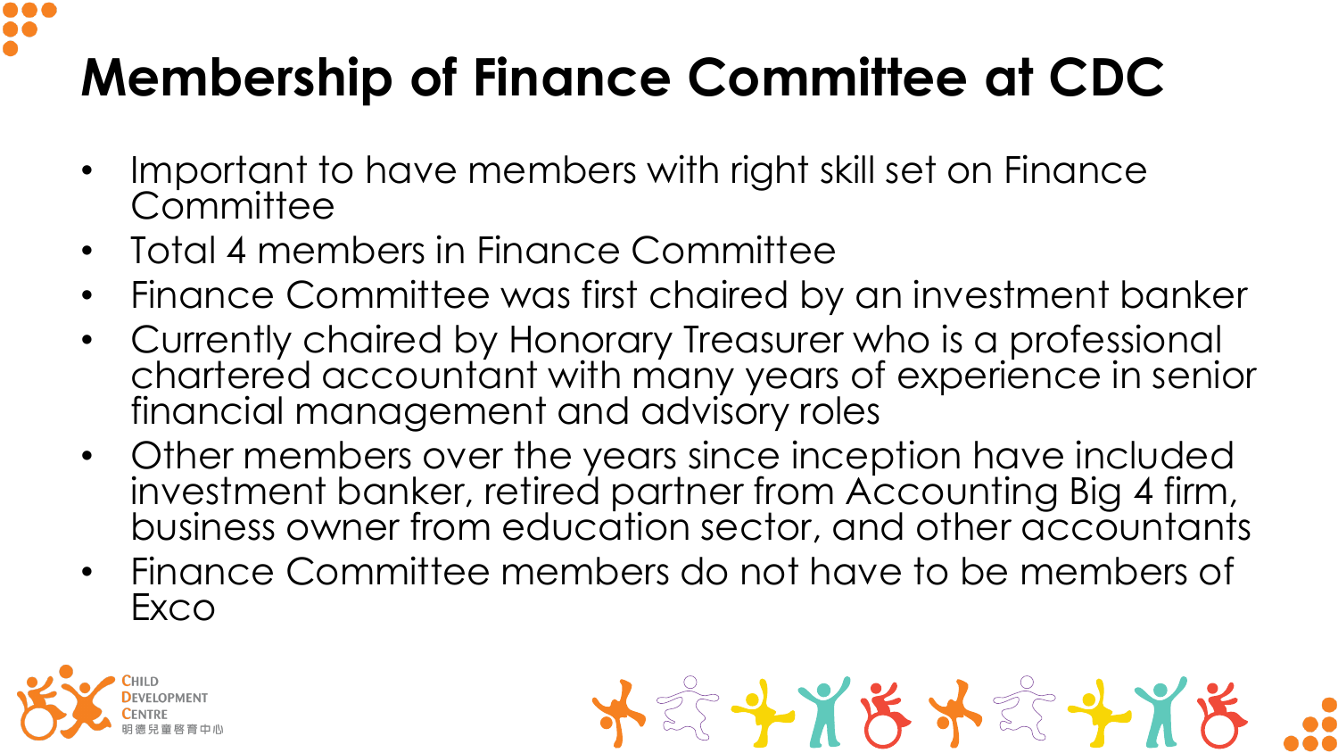# Membership of Finance Committee at CDC

- Important to have members with right skill set on Finance Committee
- Total 4 members in Finance Committee
- Finance Committee was first chaired by an investment banker
- Currently chaired by Honorary Treasurer who is a professional chartered accountant with many years of experience in senior financial management and advisory roles
- Other members over the years since inception have included investment banker, retired partner from Accounting Big 4 firm, business owner from education sector, and other accountants
- Finance Committee members do not have to be members of Exco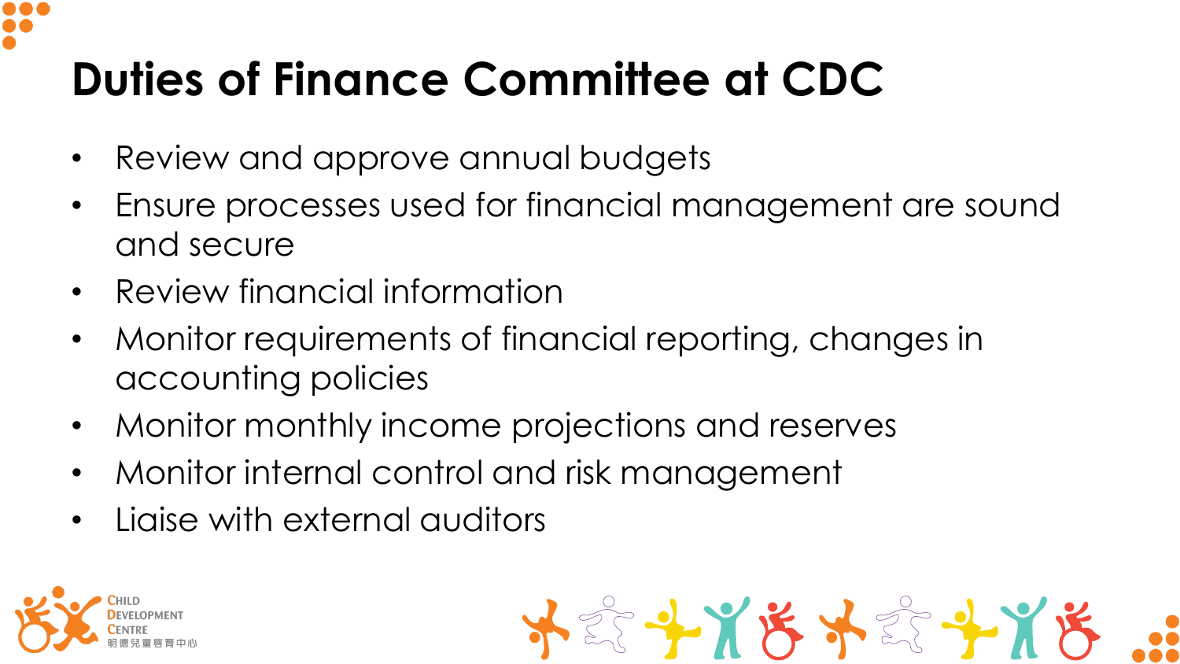# Duties of Finance Committee at CDC

- Review and approve annual budgets
- Ensure processes used for financial management are sound and secure
- Review financial information
- Monitor requirements of financial reporting, changes in accounting policies
- Monitor monthly income projections and reserves
- Monitor internal control and risk management
- Liaise with external auditors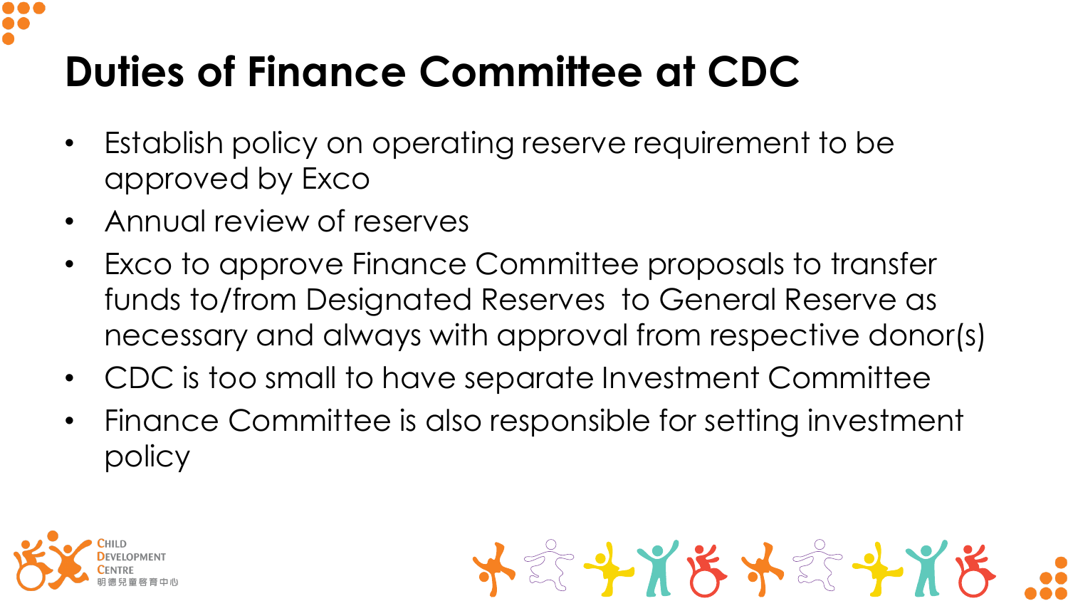# Duties of Finance Committee at CDC

- Establish policy on operating reserve requirement to be approved by Exco
- Annual review of reserves
- Exco to approve Finance Committee proposals to transfer funds to/from Designated Reserves  to General Reserve as necessary and always with approval from respective donor(s)
- CDC is too small to have separate Investment Committee
- Finance Committee is also responsible for setting investment policy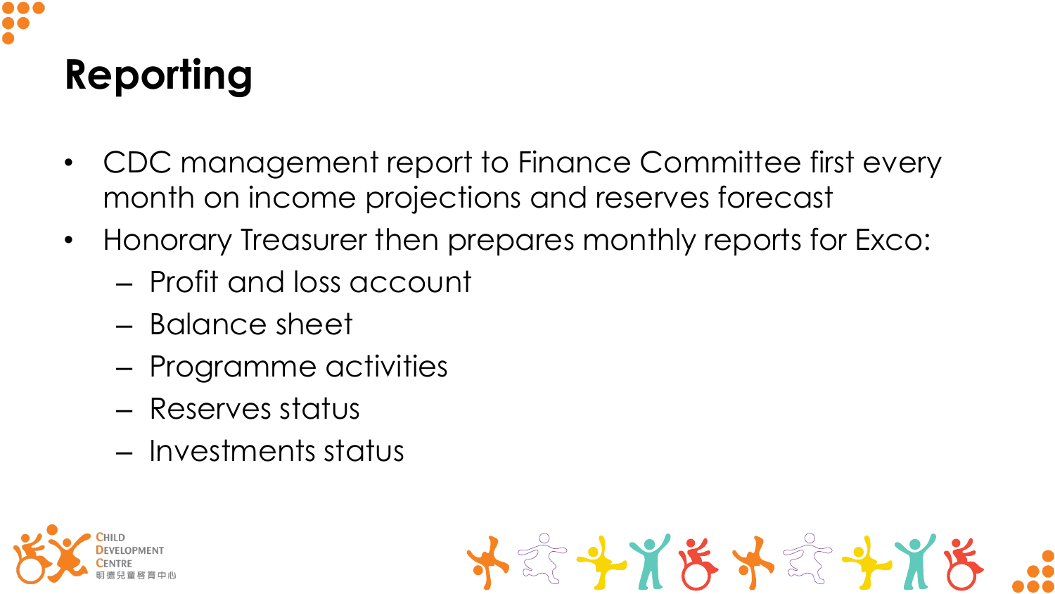# Reporting

- CDC management report to Finance Committee first every month on income projections and reserves forecast
- Honorary Treasurer then prepares monthly reports for Exco:
  - Profit and loss account
  - Balance sheet
  - Programme activities
  - Reserves status
  - Investments status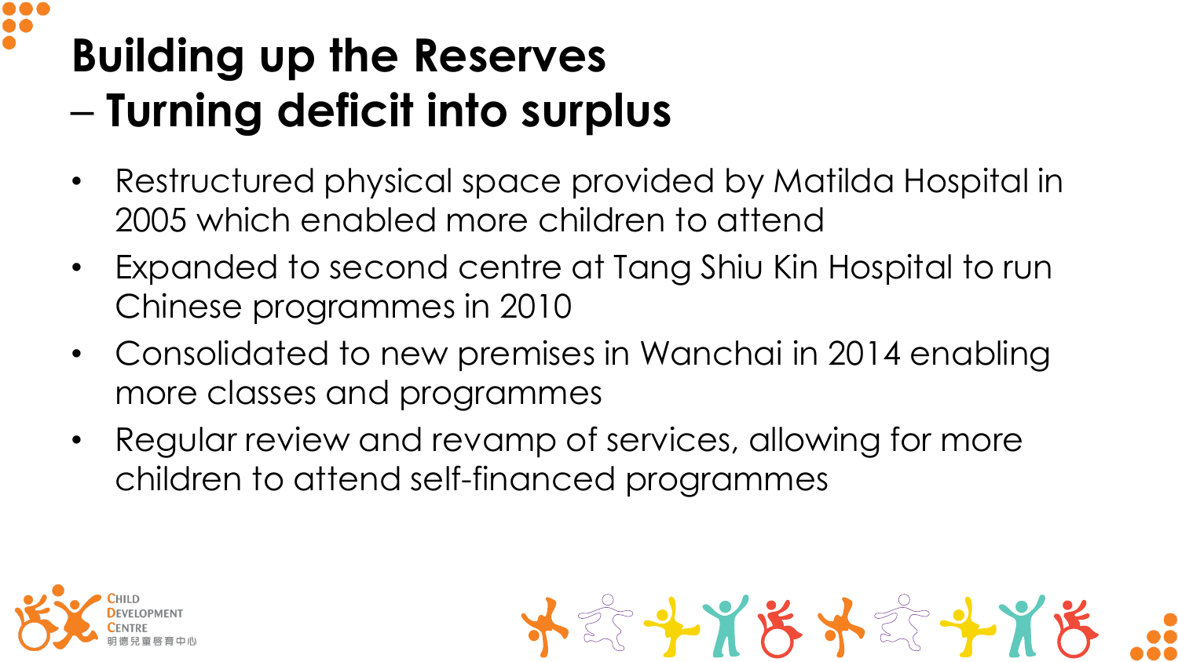# Building up the Reserves – Turning deficit into surplus

- Restructured physical space provided by Matilda Hospital in 2005 which enabled more children to attend
- Expanded to second centre at Tang Shiu Kin Hospital to run Chinese programmes in 2010
- Consolidated to new premises in Wanchai in 2014 enabling more classes and programmes
- Regular review and revamp of services, allowing for more children to attend self-financed programmes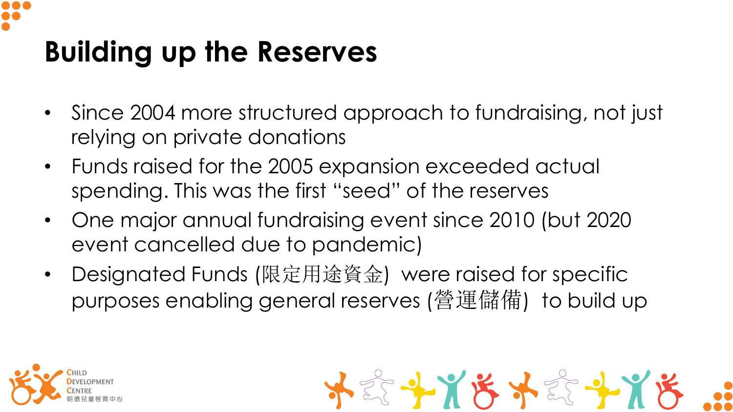# Building up the Reserves

- Since 2004 more structured approach to fundraising, not just relying on private donations
- Funds raised for the 2005 expansion exceeded actual spending. This was the first "seed" of the reserves
- One major annual fundraising event since 2010 (but 2020 event cancelled due to pandemic)
- Designated Funds (限定用途資金) were raised for specific purposes enabling general reserves (營運儲備) to build up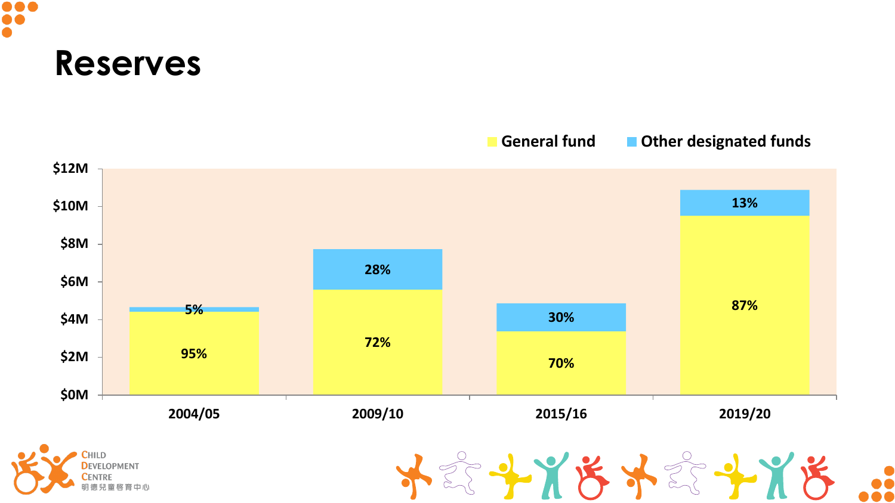# Reserves

| | General fund | Other designated funds |
|---|---|---|
| 2004/05 | 95% | 5% |
| 2009/10 | 72% | 28% |
| 2015/16 | 70% | 30% |
| 2019/20 | 87% | 13% |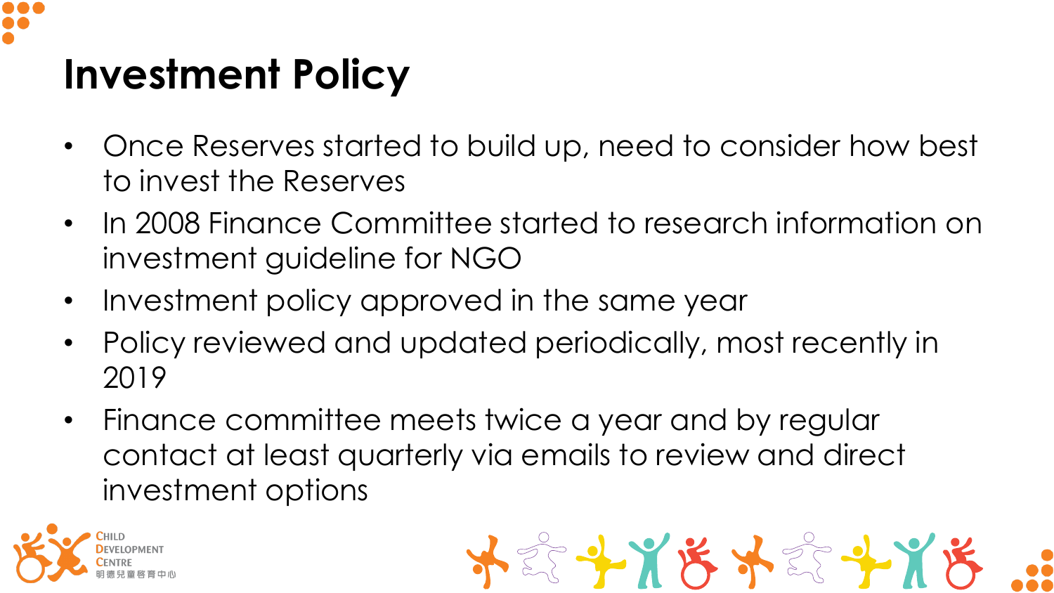# Investment Policy

- Once Reserves started to build up, need to consider how best to invest the Reserves
- In 2008 Finance Committee started to research information on investment guideline for NGO
- Investment policy approved in the same year
- Policy reviewed and updated periodically, most recently in 2019
- Finance committee meets twice a year and by regular contact at least quarterly via emails to review and direct investment options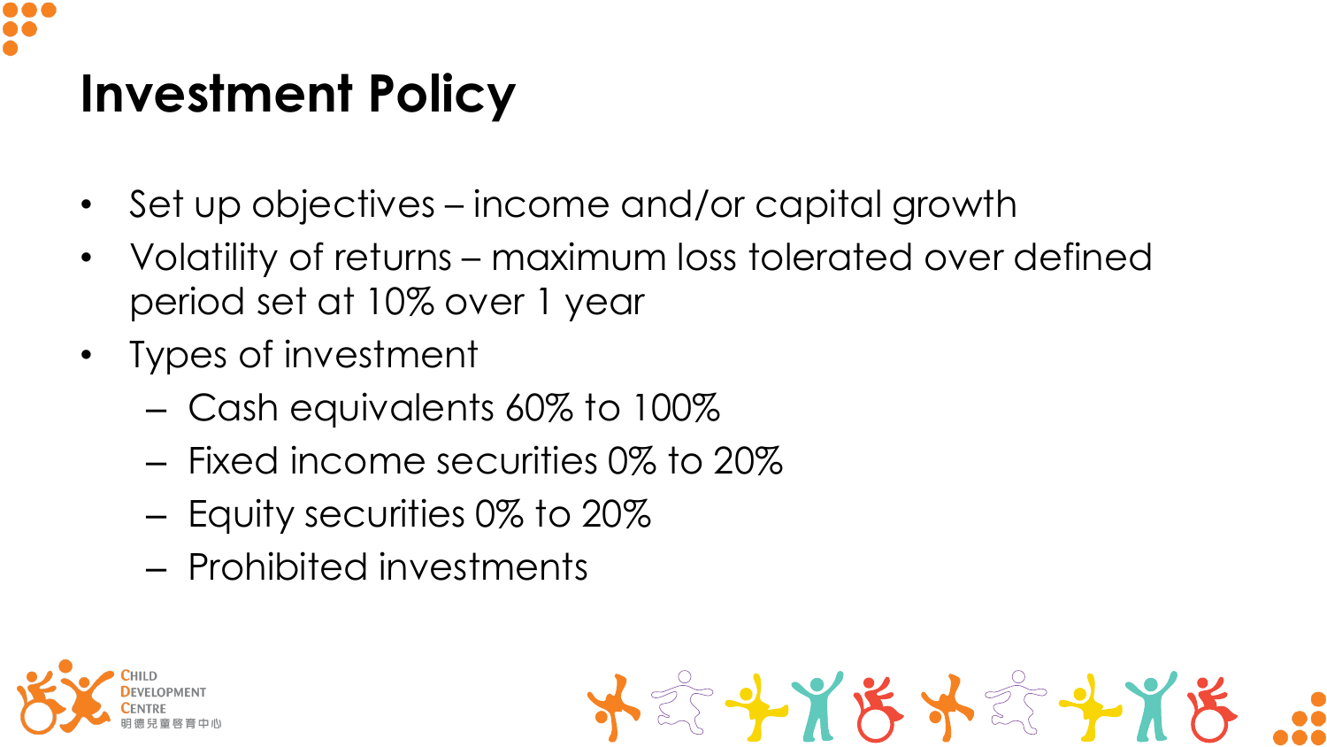# Investment Policy

- Set up objectives – income and/or capital growth
- Volatility of returns – maximum loss tolerated over defined period set at 10% over 1 year
- Types of investment
  - Cash equivalents 60% to 100%
  - Fixed income securities 0% to 20%
  - Equity securities 0% to 20%
  - Prohibited investments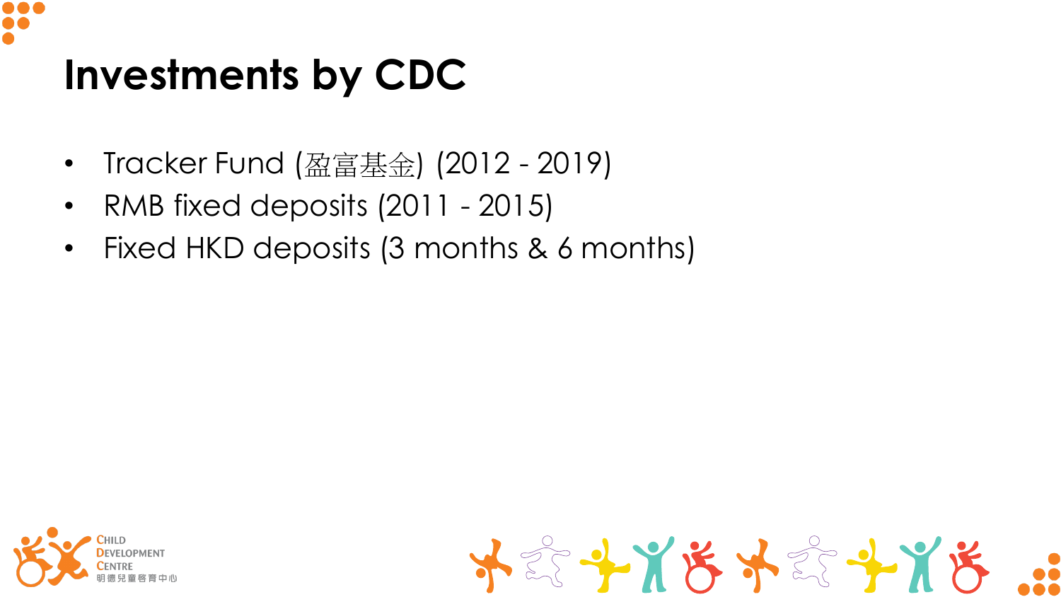# Investments by CDC

- Tracker Fund (盈富基金) (2012 - 2019)
- RMB fixed deposits (2011 - 2015)
- Fixed HKD deposits (3 months & 6 months)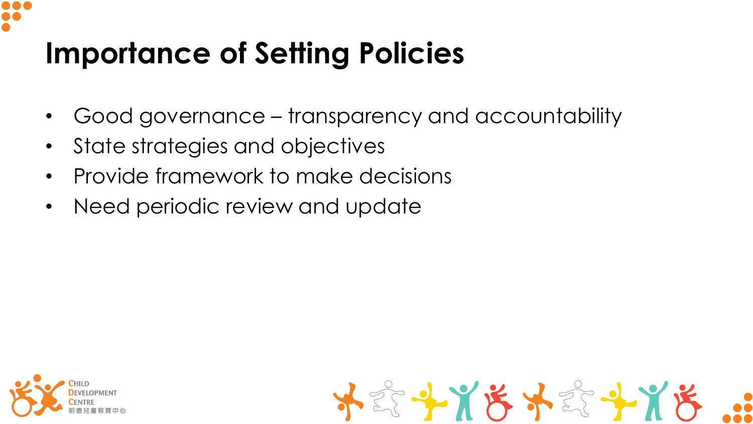# Importance of Setting Policies

- Good governance – transparency and accountability
- State strategies and objectives
- Provide framework to make decisions
- Need periodic review and update